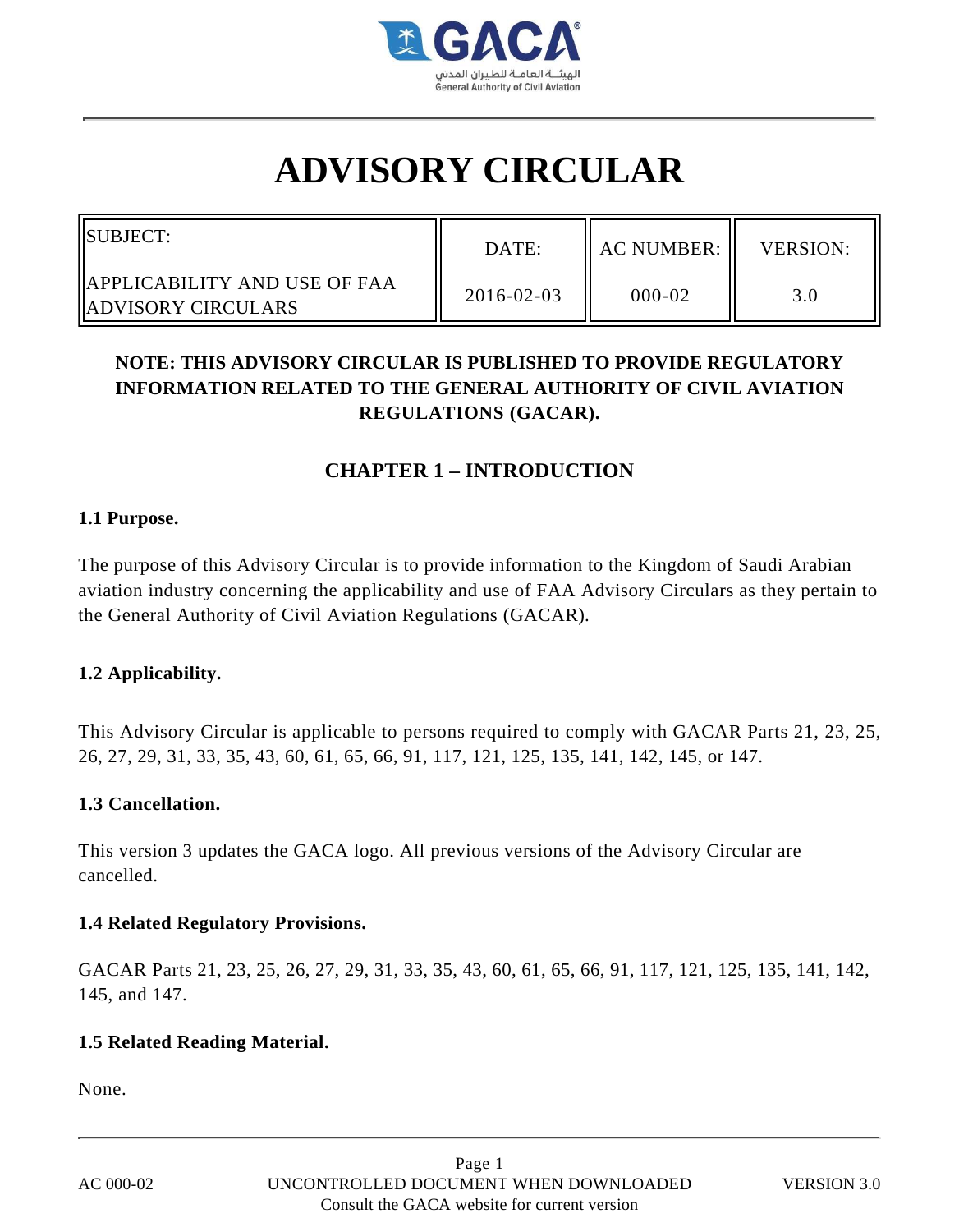# ADVISORY CIRCULAR

| SUBJECT: APPLICABILITY AND USE OF FAA ADVISORY CIRCULARS | DATE: 2016-02-03 | AC NUMBER: 000-02 | VERSION: 3.0 |
|---|---|---|---|

**NOTE: THIS ADVISORY CIRCULAR IS PUBLISHED TO PROVIDE REGULATORY INFORMATION RELATED TO THE GENERAL AUTHORITY OF CIVIL AVIATION REGULATIONS (GACAR).**

## CHAPTER 1 – INTRODUCTION

### 1.1 Purpose.

The purpose of this Advisory Circular is to provide information to the Kingdom of Saudi Arabian aviation industry concerning the applicability and use of FAA Advisory Circulars as they pertain to the General Authority of Civil Aviation Regulations (GACAR).

### 1.2 Applicability.

This Advisory Circular is applicable to persons required to comply with GACAR Parts 21, 23, 25, 26, 27, 29, 31, 33, 35, 43, 60, 61, 65, 66, 91, 117, 121, 125, 135, 141, 142, 145, or 147.

### 1.3 Cancellation.

This version 3 updates the GACA logo. All previous versions of the Advisory Circular are cancelled.

### 1.4 Related Regulatory Provisions.

GACAR Parts 21, 23, 25, 26, 27, 29, 31, 33, 35, 43, 60, 61, 65, 66, 91, 117, 121, 125, 135, 141, 142, 145, and 147.

### 1.5 Related Reading Material.

None.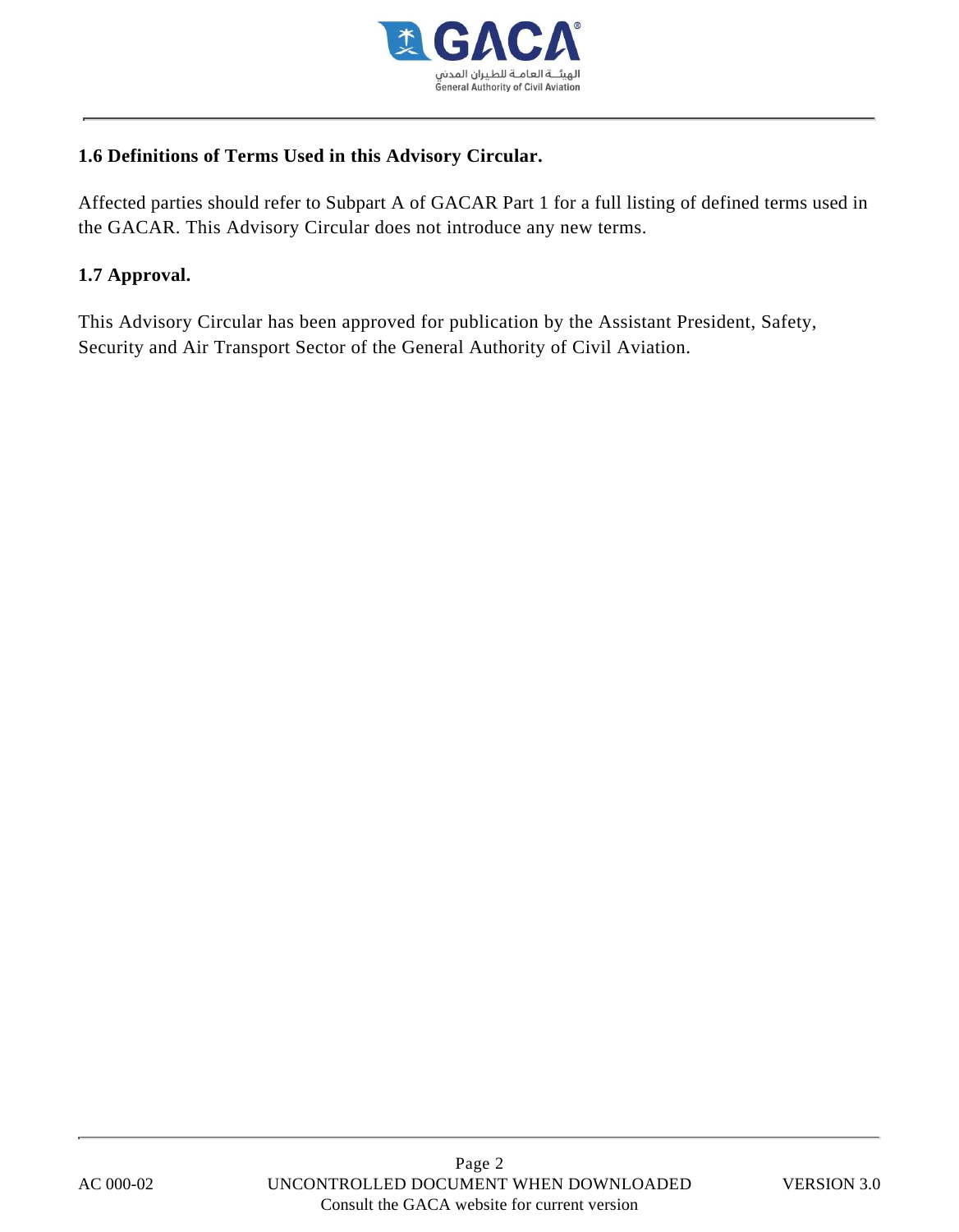### 1.6 Definitions of Terms Used in this Advisory Circular.

Affected parties should refer to Subpart A of GACAR Part 1 for a full listing of defined terms used in the GACAR. This Advisory Circular does not introduce any new terms.

### 1.7 Approval.

This Advisory Circular has been approved for publication by the Assistant President, Safety, Security and Air Transport Sector of the General Authority of Civil Aviation.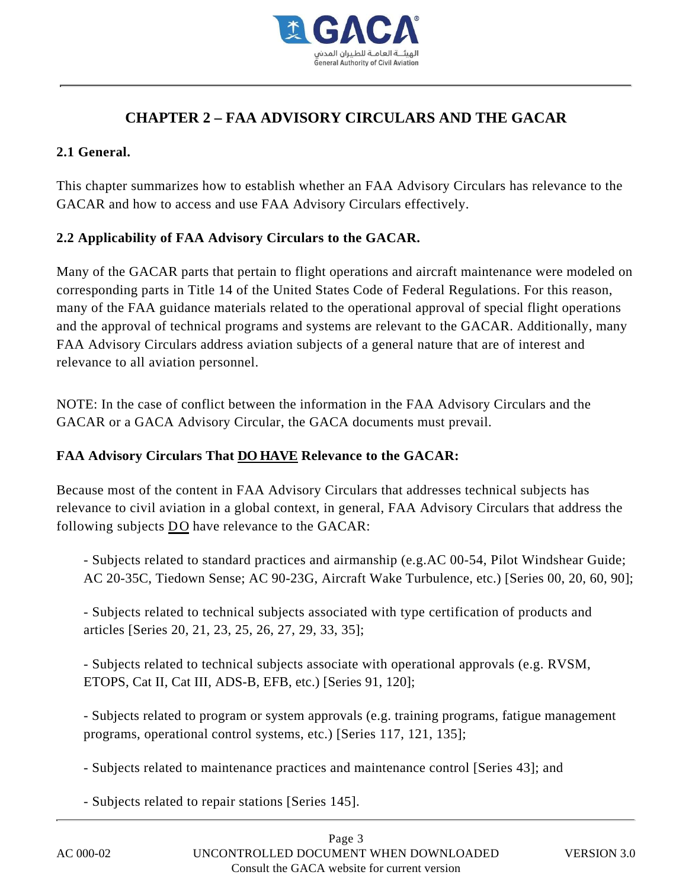# CHAPTER 2 – FAA ADVISORY CIRCULARS AND THE GACAR

## 2.1 General.

This chapter summarizes how to establish whether an FAA Advisory Circulars has relevance to the GACAR and how to access and use FAA Advisory Circulars effectively.

## 2.2 Applicability of FAA Advisory Circulars to the GACAR.

Many of the GACAR parts that pertain to flight operations and aircraft maintenance were modeled on corresponding parts in Title 14 of the United States Code of Federal Regulations. For this reason, many of the FAA guidance materials related to the operational approval of special flight operations and the approval of technical programs and systems are relevant to the GACAR. Additionally, many FAA Advisory Circulars address aviation subjects of a general nature that are of interest and relevance to all aviation personnel.

NOTE: In the case of conflict between the information in the FAA Advisory Circulars and the GACAR or a GACA Advisory Circular, the GACA documents must prevail.

**FAA Advisory Circulars That <u>DO HAVE</u> Relevance to the GACAR:**

Because most of the content in FAA Advisory Circulars that addresses technical subjects has relevance to civil aviation in a global context, in general, FAA Advisory Circulars that address the following subjects <u>DO</u> have relevance to the GACAR:

- Subjects related to standard practices and airmanship (e.g.AC 00-54, Pilot Windshear Guide; AC 20-35C, Tiedown Sense; AC 90-23G, Aircraft Wake Turbulence, etc.) [Series 00, 20, 60, 90];

- Subjects related to technical subjects associated with type certification of products and articles [Series 20, 21, 23, 25, 26, 27, 29, 33, 35];

- Subjects related to technical subjects associate with operational approvals (e.g. RVSM, ETOPS, Cat II, Cat III, ADS-B, EFB, etc.) [Series 91, 120];

- Subjects related to program or system approvals (e.g. training programs, fatigue management programs, operational control systems, etc.) [Series 117, 121, 135];

- Subjects related to maintenance practices and maintenance control [Series 43]; and

- Subjects related to repair stations [Series 145].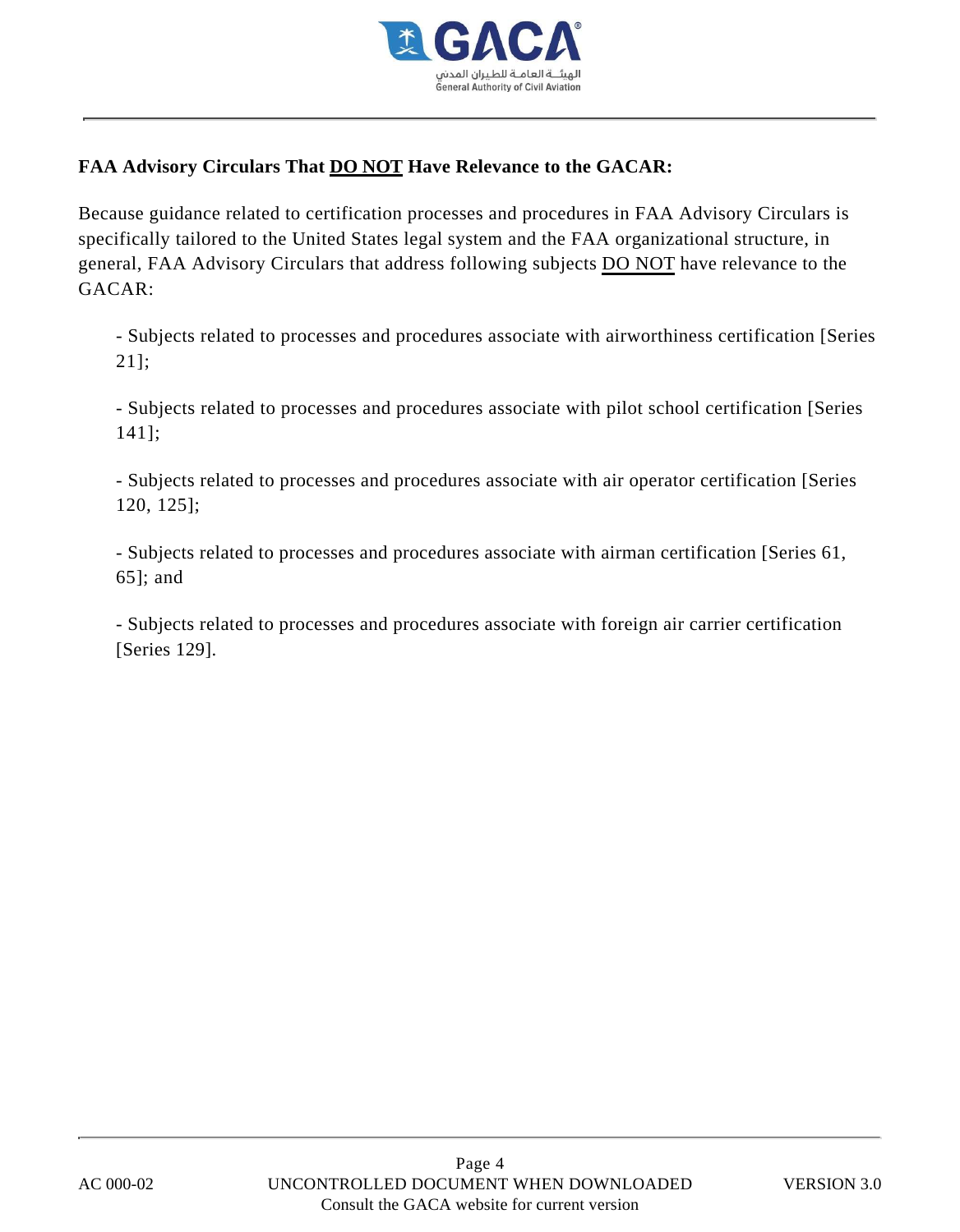**FAA Advisory Circulars That DO NOT Have Relevance to the GACAR:**

Because guidance related to certification processes and procedures in FAA Advisory Circulars is specifically tailored to the United States legal system and the FAA organizational structure, in general, FAA Advisory Circulars that address following subjects DO NOT have relevance to the GACAR:

- Subjects related to processes and procedures associate with airworthiness certification [Series 21];

- Subjects related to processes and procedures associate with pilot school certification [Series 141];

- Subjects related to processes and procedures associate with air operator certification [Series 120, 125];

- Subjects related to processes and procedures associate with airman certification [Series 61, 65]; and

- Subjects related to processes and procedures associate with foreign air carrier certification [Series 129].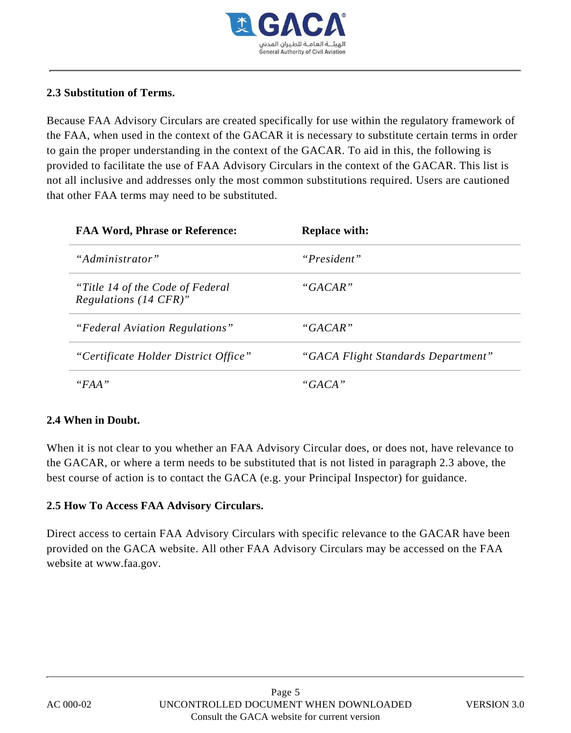### 2.3 Substitution of Terms.

Because FAA Advisory Circulars are created specifically for use within the regulatory framework of the FAA, when used in the context of the GACAR it is necessary to substitute certain terms in order to gain the proper understanding in the context of the GACAR. To aid in this, the following is provided to facilitate the use of FAA Advisory Circulars in the context of the GACAR. This list is not all inclusive and addresses only the most common substitutions required. Users are cautioned that other FAA terms may need to be substituted.

| FAA Word, Phrase or Reference: | Replace with: |
|---|---|
| *"Administrator"* | *"President"* |
| *"Title 14 of the Code of Federal Regulations (14 CFR)"* | *"GACAR"* |
| *"Federal Aviation Regulations"* | *"GACAR"* |
| *"Certificate Holder District Office"* | *"GACA Flight Standards Department"* |
| *"FAA"* | *"GACA"* |

### 2.4 When in Doubt.

When it is not clear to you whether an FAA Advisory Circular does, or does not, have relevance to the GACAR, or where a term needs to be substituted that is not listed in paragraph 2.3 above, the best course of action is to contact the GACA (e.g. your Principal Inspector) for guidance.

### 2.5 How To Access FAA Advisory Circulars.

Direct access to certain FAA Advisory Circulars with specific relevance to the GACAR have been provided on the GACA website. All other FAA Advisory Circulars may be accessed on the FAA website at www.faa.gov.